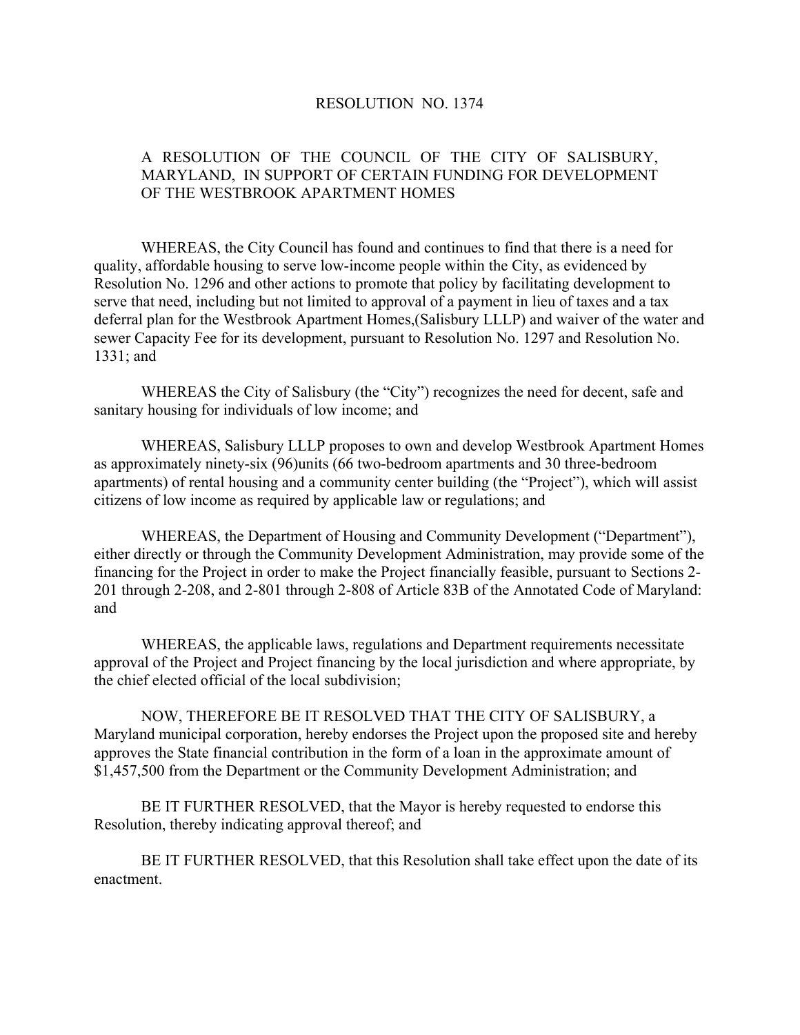RESOLUTION NO. 1374

A RESOLUTION OF THE COUNCIL OF THE CITY OF SALISBURY, MARYLAND, IN SUPPORT OF CERTAIN FUNDING FOR DEVELOPMENT OF THE WESTBROOK APARTMENT HOMES

WHEREAS, the City Council has found and continues to find that there is a need for quality, affordable housing to serve low-income people within the City, as evidenced by Resolution No. 1296 and other actions to promote that policy by facilitating development to serve that need, including but not limited to approval of a payment in lieu of taxes and a tax deferral plan for the Westbrook Apartment Homes,(Salisbury LLLP) and waiver of the water and sewer Capacity Fee for its development, pursuant to Resolution No. 1297 and Resolution No. 1331; and

WHEREAS the City of Salisbury (the "City") recognizes the need for decent, safe and sanitary housing for individuals of low income; and

WHEREAS, Salisbury LLLP proposes to own and develop Westbrook Apartment Homes as approximately ninety-six (96)units (66 two-bedroom apartments and 30 three-bedroom apartments) of rental housing and a community center building (the "Project"), which will assist citizens of low income as required by applicable law or regulations; and

WHEREAS, the Department of Housing and Community Development ("Department"), either directly or through the Community Development Administration, may provide some of the financing for the Project in order to make the Project financially feasible, pursuant to Sections 2-201 through 2-208, and 2-801 through 2-808 of Article 83B of the Annotated Code of Maryland: and

WHEREAS, the applicable laws, regulations and Department requirements necessitate approval of the Project and Project financing by the local jurisdiction and where appropriate, by the chief elected official of the local subdivision;

NOW, THEREFORE BE IT RESOLVED THAT THE CITY OF SALISBURY, a Maryland municipal corporation, hereby endorses the Project upon the proposed site and hereby approves the State financial contribution in the form of a loan in the approximate amount of $1,457,500 from the Department or the Community Development Administration; and

BE IT FURTHER RESOLVED, that the Mayor is hereby requested to endorse this Resolution, thereby indicating approval thereof; and

BE IT FURTHER RESOLVED, that this Resolution shall take effect upon the date of its enactment.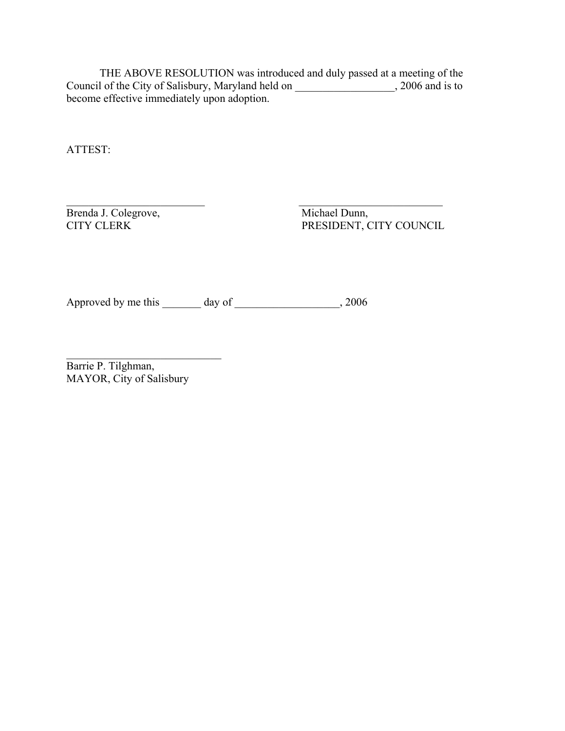THE ABOVE RESOLUTION was introduced and duly passed at a meeting of the Council of the City of Salisbury, Maryland held on __________________, 2006 and is to become effective immediately upon adoption.

ATTEST:

| | |
|---|---|
| ___________________________ | ___________________________ |
| Brenda J. Colegrove, | Michael Dunn, |
| CITY CLERK | PRESIDENT, CITY COUNCIL |

Approved by me this _______ day of ___________________, 2006

______________________________
Barrie P. Tilghman,
MAYOR, City of Salisbury